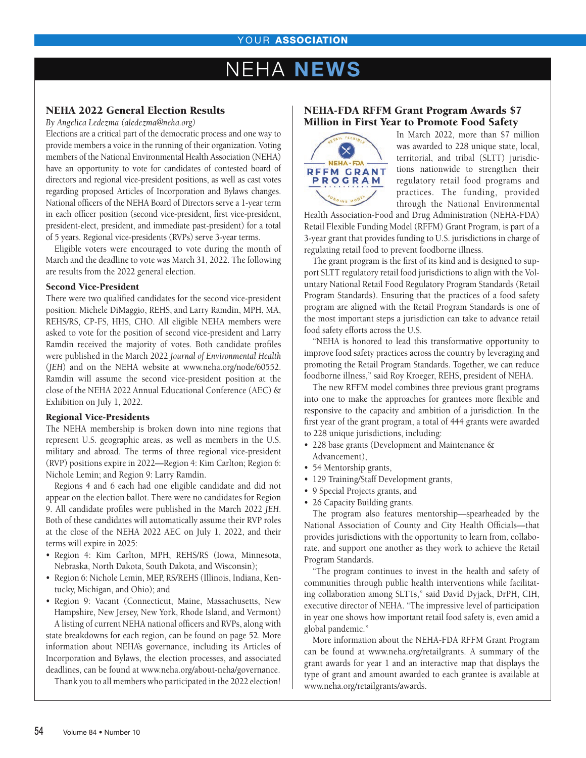# NEHA NEWS

## NEHA 2022 General Election Results

*By Angelica Ledezma (aledezma@neha.org)*

Elections are a critical part of the democratic process and one way to provide members a voice in the running of their organization. Voting members of the National Environmental Health Association (NEHA) have an opportunity to vote for candidates of contested board of directors and regional vice-president positions, as well as cast votes regarding proposed Articles of Incorporation and Bylaws changes. National officers of the NEHA Board of Directors serve a 1-year term in each officer position (second vice-president, first vice-president, president-elect, president, and immediate past-president) for a total of 5 years. Regional vice-presidents (RVPs) serve 3-year terms.

Eligible voters were encouraged to vote during the month of March and the deadline to vote was March 31, 2022. The following are results from the 2022 general election.

### Second Vice-President

There were two qualified candidates for the second vice-president position: Michele DiMaggio, REHS, and Larry Ramdin, MPH, MA, REHS/RS, CP-FS, HHS, CHO. All eligible NEHA members were asked to vote for the position of second vice-president and Larry Ramdin received the majority of votes. Both candidate profiles were published in the March 2022 *Journal of Environmental Health* (*JEH*) and on the NEHA website at www.neha.org/node/60552. Ramdin will assume the second vice-president position at the close of the NEHA 2022 Annual Educational Conference (AEC) & Exhibition on July 1, 2022.

### Regional Vice-Presidents

The NEHA membership is broken down into nine regions that represent U.S. geographic areas, as well as members in the U.S. military and abroad. The terms of three regional vice-president (RVP) positions expire in 2022—Region 4: Kim Carlton; Region 6: Nichole Lemin; and Region 9: Larry Ramdin.

Regions 4 and 6 each had one eligible candidate and did not appear on the election ballot. There were no candidates for Region 9. All candidate profiles were published in the March 2022 *JEH*. Both of these candidates will automatically assume their RVP roles at the close of the NEHA 2022 AEC on July 1, 2022, and their terms will expire in 2025:

- Region 4: Kim Carlton, MPH, REHS/RS (Iowa, Minnesota, Nebraska, North Dakota, South Dakota, and Wisconsin);
- Region 6: Nichole Lemin, MEP, RS/REHS (Illinois, Indiana, Kentucky, Michigan, and Ohio); and
- Region 9: Vacant (Connecticut, Maine, Massachusetts, New Hampshire, New Jersey, New York, Rhode Island, and Vermont)

A listing of current NEHA national officers and RVPs, along with state breakdowns for each region, can be found on page 52. More information about NEHA's governance, including its Articles of Incorporation and Bylaws, the election processes, and associated deadlines, can be found at www.neha.org/about-neha/governance.

Thank you to all members who participated in the 2022 election!

## NEHA-FDA RFFM Grant Program Awards $7 Million in First Year to Promote Food Safety

In March 2022, more than $7 million was awarded to 228 unique state, local, territorial, and tribal (SLTT) jurisdictions nationwide to strengthen their regulatory retail food programs and practices. The funding, provided through the National Environmental Health Association-Food and Drug Administration (NEHA-FDA) Retail Flexible Funding Model (RFFM) Grant Program, is part of a 3-year grant that provides funding to U.S. jurisdictions in charge of regulating retail food to prevent foodborne illness.

The grant program is the first of its kind and is designed to support SLTT regulatory retail food jurisdictions to align with the Voluntary National Retail Food Regulatory Program Standards (Retail Program Standards). Ensuring that the practices of a food safety program are aligned with the Retail Program Standards is one of the most important steps a jurisdiction can take to advance retail food safety efforts across the U.S.

"NEHA is honored to lead this transformative opportunity to improve food safety practices across the country by leveraging and promoting the Retail Program Standards. Together, we can reduce foodborne illness," said Roy Kroeger, REHS, president of NEHA.

The new RFFM model combines three previous grant programs into one to make the approaches for grantees more flexible and responsive to the capacity and ambition of a jurisdiction. In the first year of the grant program, a total of 444 grants were awarded to 228 unique jurisdictions, including:

- 228 base grants (Development and Maintenance & Advancement),
- 54 Mentorship grants,
- 129 Training/Staff Development grants,
- 9 Special Projects grants, and
- 26 Capacity Building grants.

The program also features mentorship—spearheaded by the National Association of County and City Health Officials—that provides jurisdictions with the opportunity to learn from, collaborate, and support one another as they work to achieve the Retail Program Standards.

"The program continues to invest in the health and safety of communities through public health interventions while facilitating collaboration among SLTTs," said David Dyjack, DrPH, CIH, executive director of NEHA. "The impressive level of participation in year one shows how important retail food safety is, even amid a global pandemic."

More information about the NEHA-FDA RFFM Grant Program can be found at www.neha.org/retailgrants. A summary of the grant awards for year 1 and an interactive map that displays the type of grant and amount awarded to each grantee is available at www.neha.org/retailgrants/awards.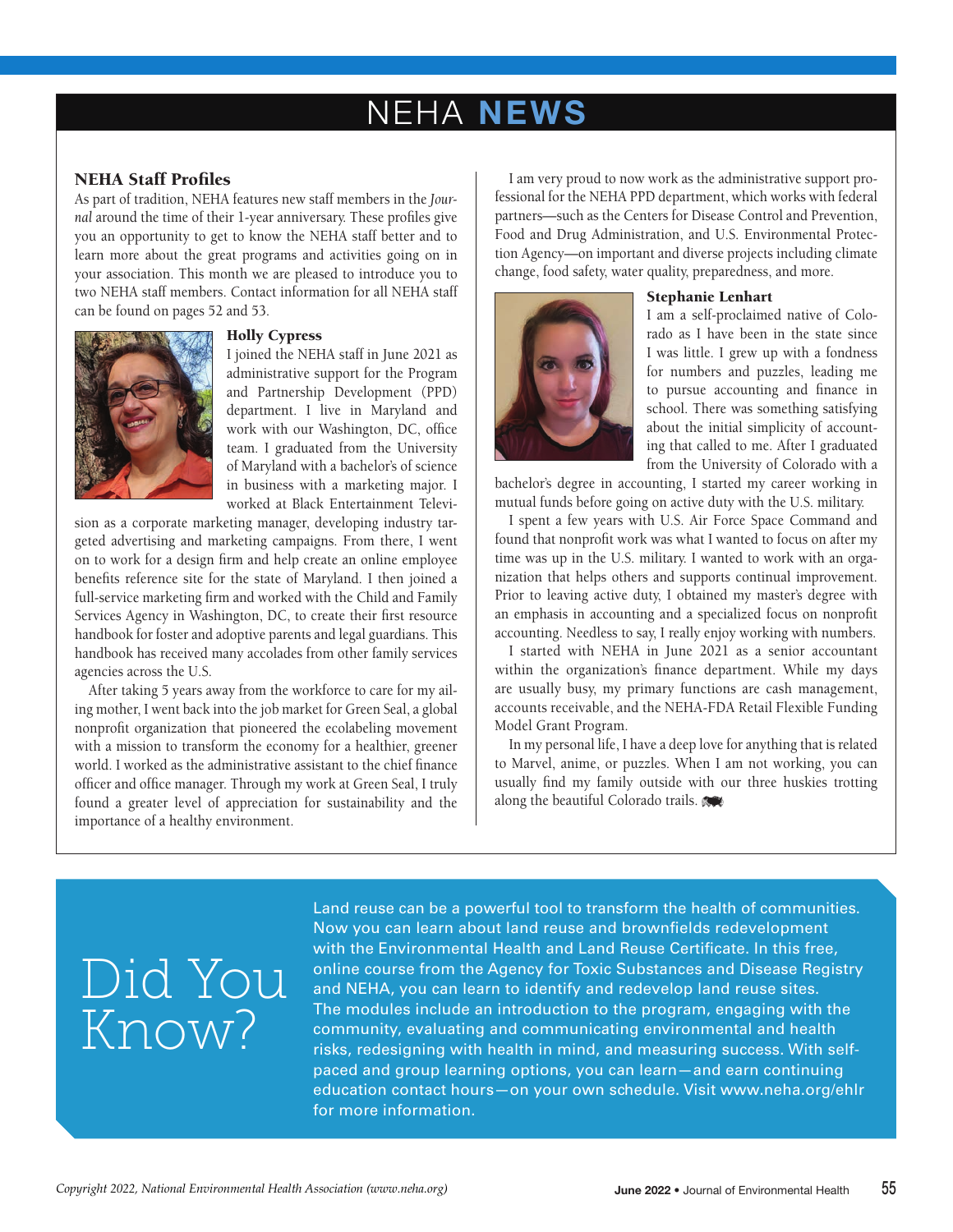# NEHA NEWS

## NEHA Staff Profiles

As part of tradition, NEHA features new staff members in the *Journal* around the time of their 1-year anniversary. These profiles give you an opportunity to get to know the NEHA staff better and to learn more about the great programs and activities going on in your association. This month we are pleased to introduce you to two NEHA staff members. Contact information for all NEHA staff can be found on pages 52 and 53.

### Holly Cypress

I joined the NEHA staff in June 2021 as administrative support for the Program and Partnership Development (PPD) department. I live in Maryland and work with our Washington, DC, office team. I graduated from the University of Maryland with a bachelor's of science in business with a marketing major. I worked at Black Entertainment Television as a corporate marketing manager, developing industry targeted advertising and marketing campaigns. From there, I went on to work for a design firm and help create an online employee benefits reference site for the state of Maryland. I then joined a full-service marketing firm and worked with the Child and Family Services Agency in Washington, DC, to create their first resource handbook for foster and adoptive parents and legal guardians. This handbook has received many accolades from other family services agencies across the U.S.

After taking 5 years away from the workforce to care for my ailing mother, I went back into the job market for Green Seal, a global nonprofit organization that pioneered the ecolabeling movement with a mission to transform the economy for a healthier, greener world. I worked as the administrative assistant to the chief finance officer and office manager. Through my work at Green Seal, I truly found a greater level of appreciation for sustainability and the importance of a healthy environment.

I am very proud to now work as the administrative support professional for the NEHA PPD department, which works with federal partners—such as the Centers for Disease Control and Prevention, Food and Drug Administration, and U.S. Environmental Protection Agency—on important and diverse projects including climate change, food safety, water quality, preparedness, and more.

### Stephanie Lenhart

I am a self-proclaimed native of Colorado as I have been in the state since I was little. I grew up with a fondness for numbers and puzzles, leading me to pursue accounting and finance in school. There was something satisfying about the initial simplicity of accounting that called to me. After I graduated from the University of Colorado with a bachelor's degree in accounting, I started my career working in mutual funds before going on active duty with the U.S. military.

I spent a few years with U.S. Air Force Space Command and found that nonprofit work was what I wanted to focus on after my time was up in the U.S. military. I wanted to work with an organization that helps others and supports continual improvement. Prior to leaving active duty, I obtained my master's degree with an emphasis in accounting and a specialized focus on nonprofit accounting. Needless to say, I really enjoy working with numbers.

I started with NEHA in June 2021 as a senior accountant within the organization's finance department. While my days are usually busy, my primary functions are cash management, accounts receivable, and the NEHA-FDA Retail Flexible Funding Model Grant Program.

In my personal life, I have a deep love for anything that is related to Marvel, anime, or puzzles. When I am not working, you can usually find my family outside with our three huskies trotting along the beautiful Colorado trails.

## Did You Know?

Land reuse can be a powerful tool to transform the health of communities. Now you can learn about land reuse and brownfields redevelopment with the Environmental Health and Land Reuse Certificate. In this free, online course from the Agency for Toxic Substances and Disease Registry and NEHA, you can learn to identify and redevelop land reuse sites. The modules include an introduction to the program, engaging with the community, evaluating and communicating environmental and health risks, redesigning with health in mind, and measuring success. With self-paced and group learning options, you can learn—and earn continuing education contact hours—on your own schedule. Visit www.neha.org/ehlr for more information.